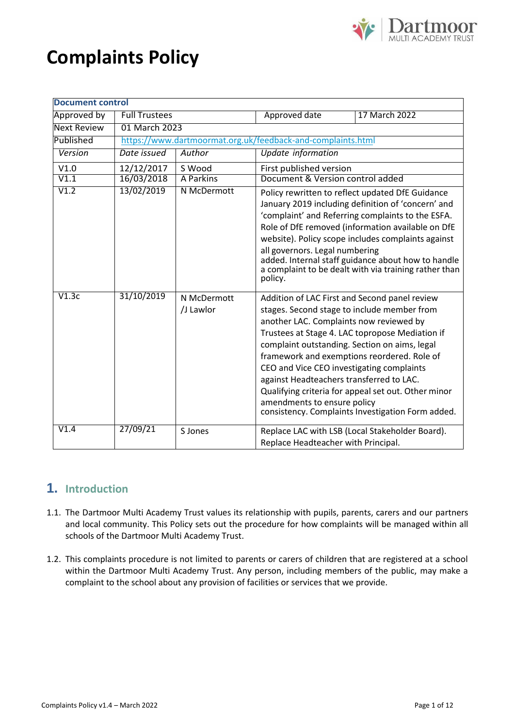# Complaints Policy

| Document control | | | | |
|---|---|---|---|---|
| Approved by | Full Trustees | | Approved date | 17 March 2022 |
| Next Review | 01 March 2023 | | | |
| Published | https://www.dartmoormat.org.uk/feedback-and-complaints.html | | | |
| *Version* | *Date issued* | *Author* | *Update information* | |
| V1.0 | 12/12/2017 | S Wood | First published version | |
| V1.1 | 16/03/2018 | A Parkins | Document & Version control added | |
| V1.2 | 13/02/2019 | N McDermott | Policy rewritten to reflect updated DfE Guidance January 2019 including definition of 'concern' and 'complaint' and Referring complaints to the ESFA. Role of DfE removed (information available on DfE website). Policy scope includes complaints against all governors. Legal numbering added. Internal staff guidance about how to handle a complaint to be dealt with via training rather than policy. | |
| V1.3c | 31/10/2019 | N McDermott /J Lawlor | Addition of LAC First and Second panel review stages. Second stage to include member from another LAC. Complaints now reviewed by Trustees at Stage 4. LAC topropose Mediation if complaint outstanding. Section on aims, legal framework and exemptions reordered. Role of CEO and Vice CEO investigating complaints against Headteachers transferred to LAC. Qualifying criteria for appeal set out. Other minor amendments to ensure policy consistency. Complaints Investigation Form added. | |
| V1.4 | 27/09/21 | S Jones | Replace LAC with LSB (Local Stakeholder Board). Replace Headteacher with Principal. | |

## 1. Introduction

1.1. The Dartmoor Multi Academy Trust values its relationship with pupils, parents, carers and our partners and local community. This Policy sets out the procedure for how complaints will be managed within all schools of the Dartmoor Multi Academy Trust.

1.2. This complaints procedure is not limited to parents or carers of children that are registered at a school within the Dartmoor Multi Academy Trust. Any person, including members of the public, may make a complaint to the school about any provision of facilities or services that we provide.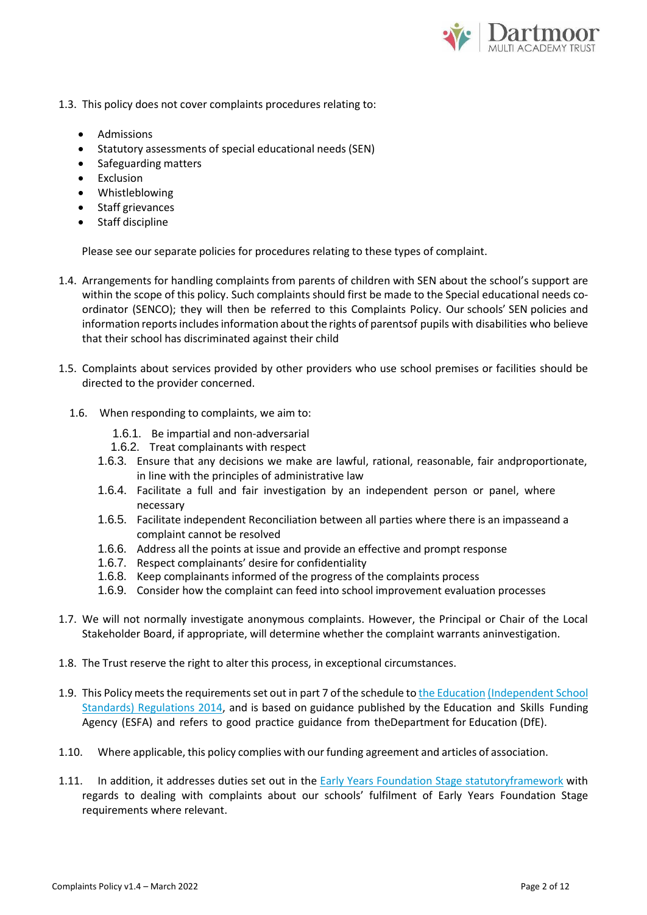1.3. This policy does not cover complaints procedures relating to:

- Admissions
- Statutory assessments of special educational needs (SEN)
- Safeguarding matters
- Exclusion
- Whistleblowing
- Staff grievances
- Staff discipline

Please see our separate policies for procedures relating to these types of complaint.

1.4. Arrangements for handling complaints from parents of children with SEN about the school's support are within the scope of this policy. Such complaints should first be made to the Special educational needs co-ordinator (SENCO); they will then be referred to this Complaints Policy. Our schools' SEN policies and information reports includes information about the rights of parentsof pupils with disabilities who believe that their school has discriminated against their child

1.5. Complaints about services provided by other providers who use school premises or facilities should be directed to the provider concerned.

1.6. When responding to complaints, we aim to:

1.6.1. Be impartial and non-adversarial
1.6.2. Treat complainants with respect
1.6.3. Ensure that any decisions we make are lawful, rational, reasonable, fair andproportionate, in line with the principles of administrative law
1.6.4. Facilitate a full and fair investigation by an independent person or panel, where necessary
1.6.5. Facilitate independent Reconciliation between all parties where there is an impasseand a complaint cannot be resolved
1.6.6. Address all the points at issue and provide an effective and prompt response
1.6.7. Respect complainants' desire for confidentiality
1.6.8. Keep complainants informed of the progress of the complaints process
1.6.9. Consider how the complaint can feed into school improvement evaluation processes

1.7. We will not normally investigate anonymous complaints. However, the Principal or Chair of the Local Stakeholder Board, if appropriate, will determine whether the complaint warrants aninvestigation.

1.8. The Trust reserve the right to alter this process, in exceptional circumstances.

1.9. This Policy meets the requirements set out in part 7 of the schedule to the Education (Independent School Standards) Regulations 2014, and is based on guidance published by the Education and Skills Funding Agency (ESFA) and refers to good practice guidance from theDepartment for Education (DfE).

1.10. Where applicable, this policy complies with our funding agreement and articles of association.

1.11. In addition, it addresses duties set out in the Early Years Foundation Stage statutoryframework with regards to dealing with complaints about our schools' fulfilment of Early Years Foundation Stage requirements where relevant.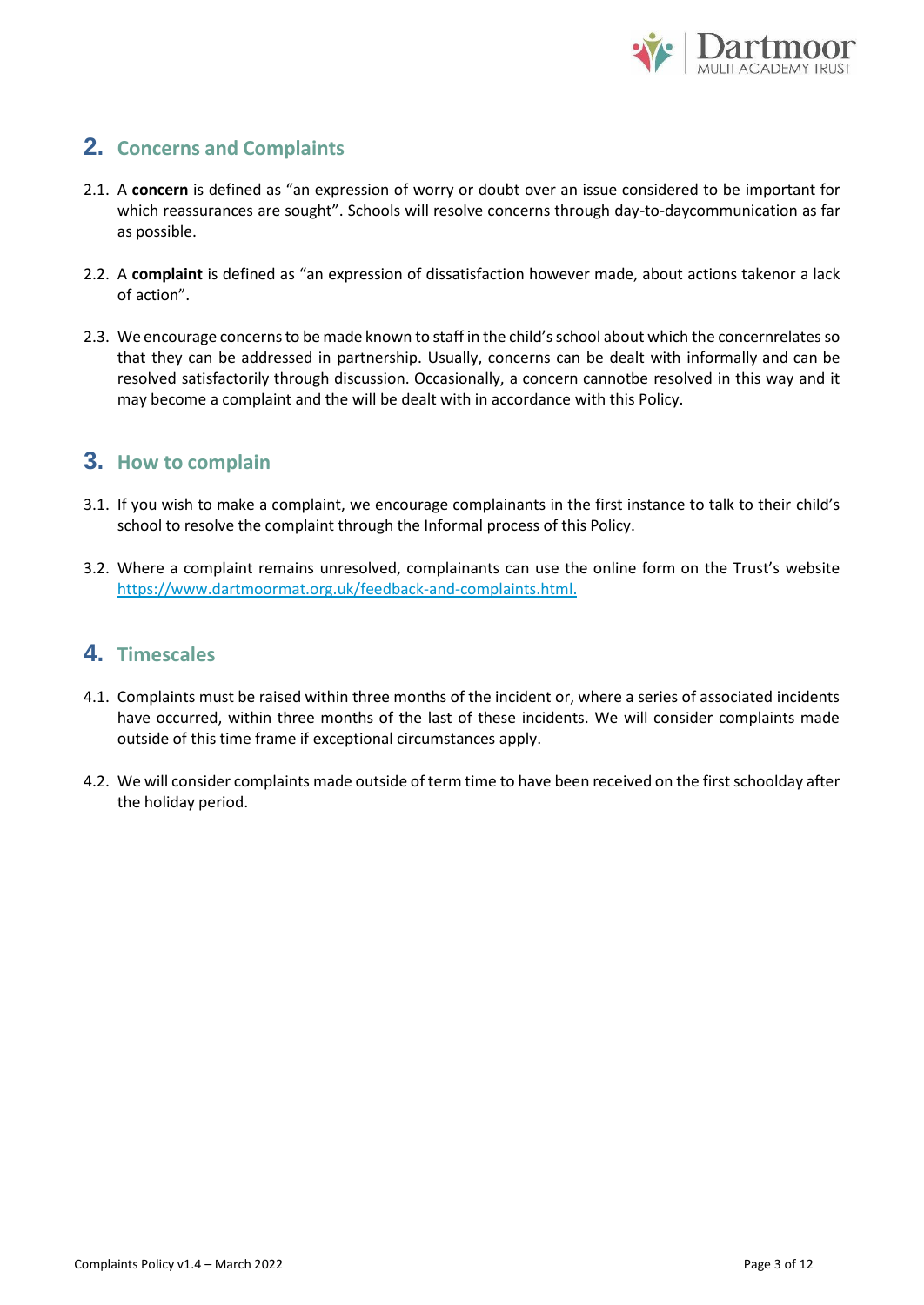## 2. Concerns and Complaints

2.1. A **concern** is defined as "an expression of worry or doubt over an issue considered to be important for which reassurances are sought". Schools will resolve concerns through day-to-daycommunication as far as possible.

2.2. A **complaint** is defined as "an expression of dissatisfaction however made, about actions takenor a lack of action".

2.3. We encourage concerns to be made known to staff in the child's school about which the concernrelates so that they can be addressed in partnership. Usually, concerns can be dealt with informally and can be resolved satisfactorily through discussion. Occasionally, a concern cannotbe resolved in this way and it may become a complaint and the will be dealt with in accordance with this Policy.

## 3. How to complain

3.1. If you wish to make a complaint, we encourage complainants in the first instance to talk to their child's school to resolve the complaint through the Informal process of this Policy.

3.2. Where a complaint remains unresolved, complainants can use the online form on the Trust's website [https://www.dartmoormat.org.uk/feedback-and-complaints.html.](https://www.dartmoormat.org.uk/feedback-and-complaints.html)

## 4. Timescales

4.1. Complaints must be raised within three months of the incident or, where a series of associated incidents have occurred, within three months of the last of these incidents. We will consider complaints made outside of this time frame if exceptional circumstances apply.

4.2. We will consider complaints made outside of term time to have been received on the first schoolday after the holiday period.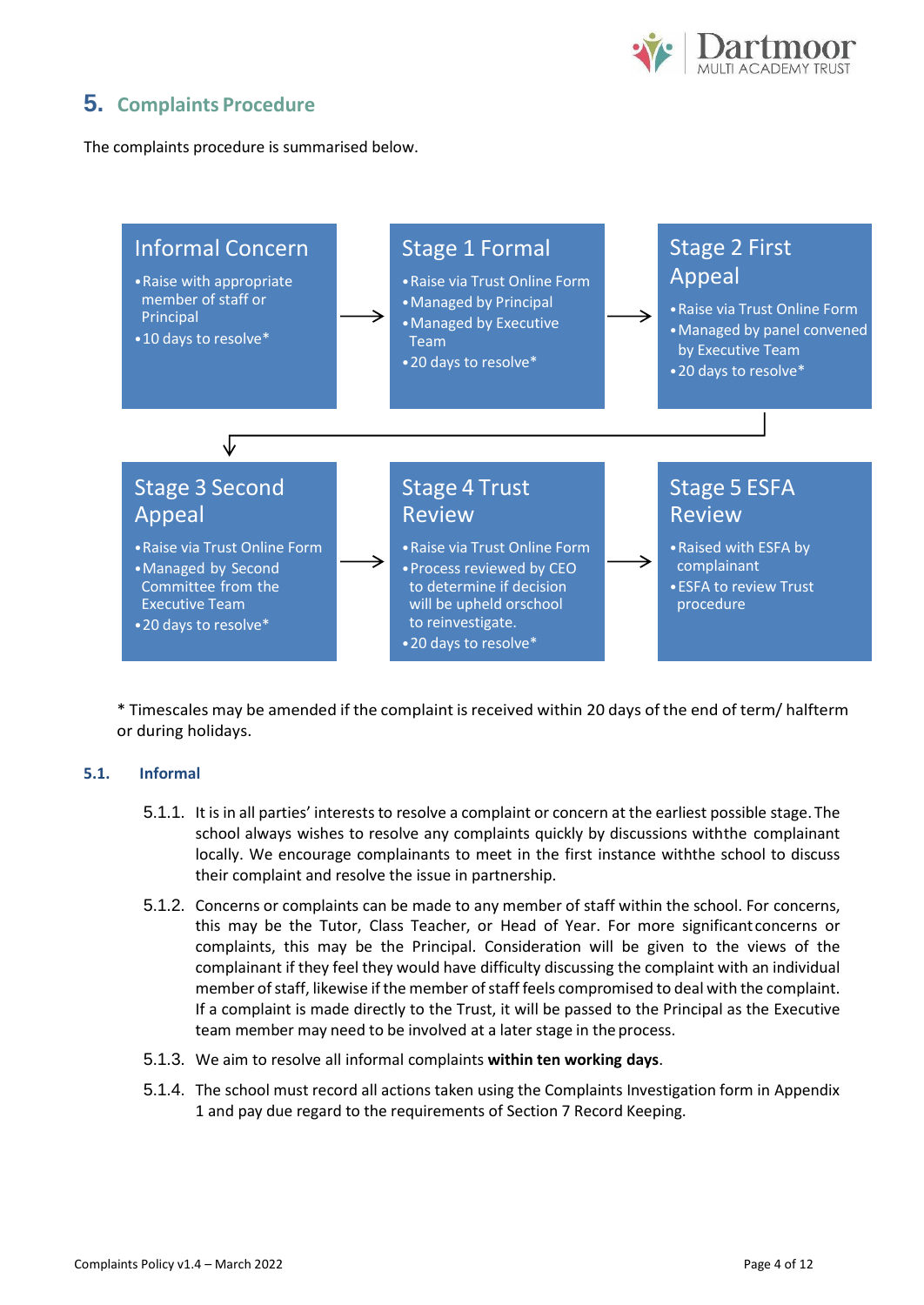## 5. Complaints Procedure

The complaints procedure is summarised below.

**Informal Concern**
- Raise with appropriate member of staff or Principal
- 10 days to resolve*

→

**Stage 1 Formal**
- Raise via Trust Online Form
- Managed by Principal
- Managed by Executive Team
- 20 days to resolve*

→

**Stage 2 First Appeal**
- Raise via Trust Online Form
- Managed by panel convened by Executive Team
- 20 days to resolve*

→

**Stage 3 Second Appeal**
- Raise via Trust Online Form
- Managed by Second Committee from the Executive Team
- 20 days to resolve*

→

**Stage 4 Trust Review**
- Raise via Trust Online Form
- Process reviewed by CEO to determine if decision will be upheld orschool to reinvestigate.
- 20 days to resolve*

→

**Stage 5 ESFA Review**
- Raised with ESFA by complainant
- ESFA to review Trust procedure

* Timescales may be amended if the complaint is received within 20 days of the end of term/ halfterm or during holidays.

### 5.1. Informal

5.1.1. It is in all parties' interests to resolve a complaint or concern at the earliest possible stage. The school always wishes to resolve any complaints quickly by discussions withthe complainant locally. We encourage complainants to meet in the first instance withthe school to discuss their complaint and resolve the issue in partnership.

5.1.2. Concerns or complaints can be made to any member of staff within the school. For concerns, this may be the Tutor, Class Teacher, or Head of Year. For more significantconcerns or complaints, this may be the Principal. Consideration will be given to the views of the complainant if they feel they would have difficulty discussing the complaint with an individual member of staff, likewise if the member of staff feels compromised to deal with the complaint. If a complaint is made directly to the Trust, it will be passed to the Principal as the Executive team member may need to be involved at a later stage in the process.

5.1.3. We aim to resolve all informal complaints **within ten working days**.

5.1.4. The school must record all actions taken using the Complaints Investigation form in Appendix 1 and pay due regard to the requirements of Section 7 Record Keeping.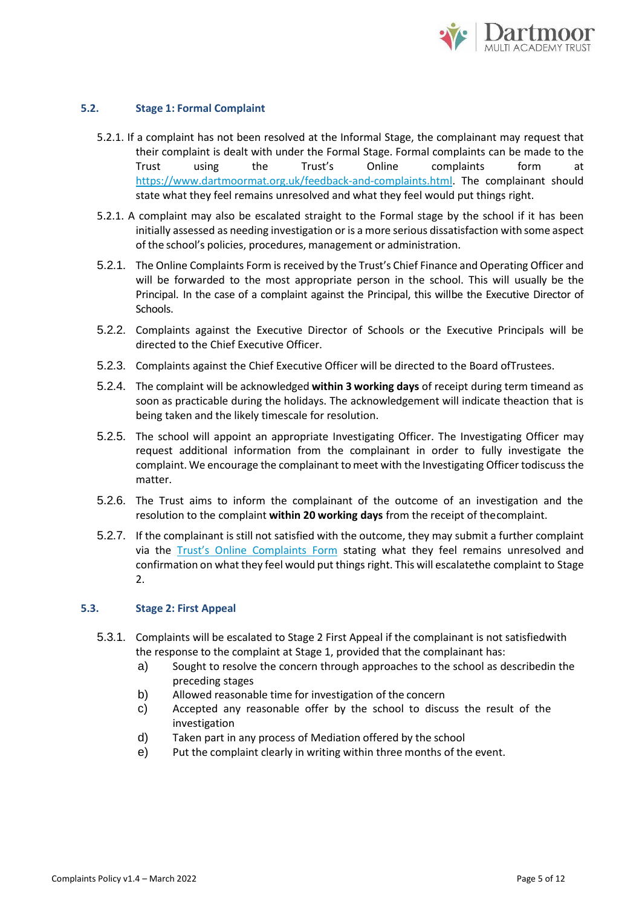### 5.2. Stage 1: Formal Complaint

5.2.1. If a complaint has not been resolved at the Informal Stage, the complainant may request that their complaint is dealt with under the Formal Stage. Formal complaints can be made to the Trust using the Trust's Online complaints form at https://www.dartmoormat.org.uk/feedback-and-complaints.html. The complainant should state what they feel remains unresolved and what they feel would put things right.

5.2.1. A complaint may also be escalated straight to the Formal stage by the school if it has been initially assessed as needing investigation or is a more serious dissatisfaction with some aspect of the school's policies, procedures, management or administration.

5.2.1. The Online Complaints Form is received by the Trust's Chief Finance and Operating Officer and will be forwarded to the most appropriate person in the school. This will usually be the Principal. In the case of a complaint against the Principal, this willbe the Executive Director of Schools.

5.2.2. Complaints against the Executive Director of Schools or the Executive Principals will be directed to the Chief Executive Officer.

5.2.3. Complaints against the Chief Executive Officer will be directed to the Board ofTrustees.

5.2.4. The complaint will be acknowledged **within 3 working days** of receipt during term timeand as soon as practicable during the holidays. The acknowledgement will indicate theaction that is being taken and the likely timescale for resolution.

5.2.5. The school will appoint an appropriate Investigating Officer. The Investigating Officer may request additional information from the complainant in order to fully investigate the complaint. We encourage the complainant to meet with the Investigating Officer todiscuss the matter.

5.2.6. The Trust aims to inform the complainant of the outcome of an investigation and the resolution to the complaint **within 20 working days** from the receipt of thecomplaint.

5.2.7. If the complainant is still not satisfied with the outcome, they may submit a further complaint via the Trust's Online Complaints Form stating what they feel remains unresolved and confirmation on what they feel would put things right. This will escalatethe complaint to Stage 2.

### 5.3. Stage 2: First Appeal

5.3.1. Complaints will be escalated to Stage 2 First Appeal if the complainant is not satisfiedwith the response to the complaint at Stage 1, provided that the complainant has:

a) Sought to resolve the concern through approaches to the school as describedin the preceding stages
b) Allowed reasonable time for investigation of the concern
c) Accepted any reasonable offer by the school to discuss the result of the investigation
d) Taken part in any process of Mediation offered by the school
e) Put the complaint clearly in writing within three months of the event.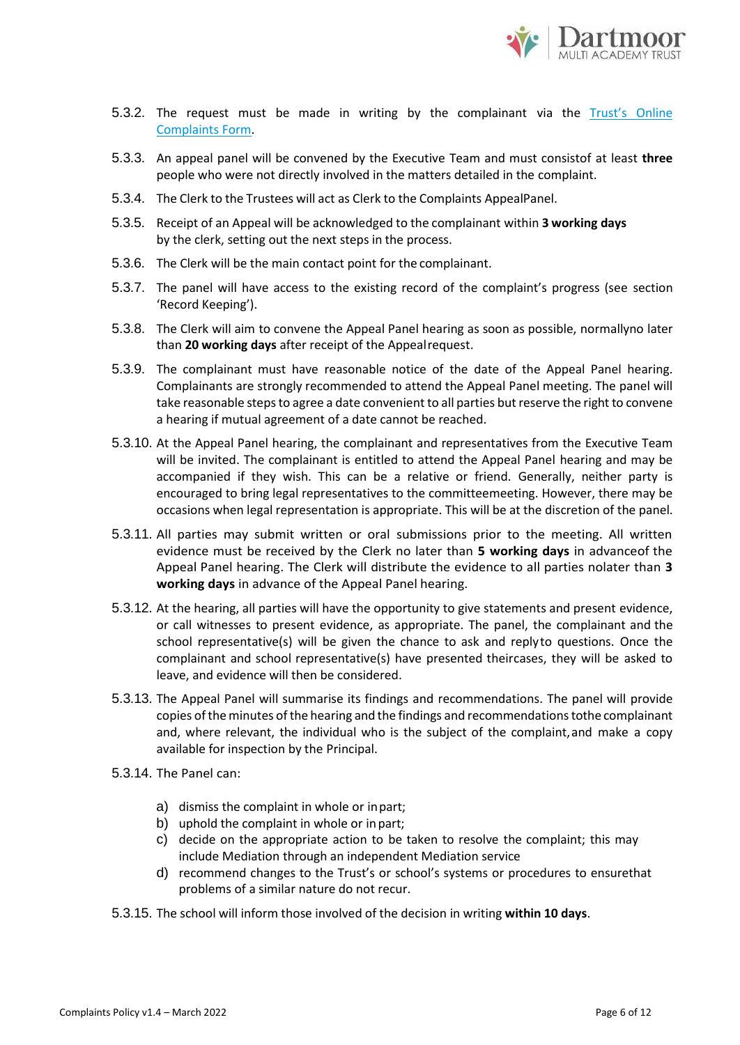5.3.2. The request must be made in writing by the complainant via the [Trust's Online Complaints Form](#).

5.3.3. An appeal panel will be convened by the Executive Team and must consistof at least **three** people who were not directly involved in the matters detailed in the complaint.

5.3.4. The Clerk to the Trustees will act as Clerk to the Complaints AppealPanel.

5.3.5. Receipt of an Appeal will be acknowledged to the complainant within **3 working days** by the clerk, setting out the next steps in the process.

5.3.6. The Clerk will be the main contact point for the complainant.

5.3.7. The panel will have access to the existing record of the complaint's progress (see section 'Record Keeping').

5.3.8. The Clerk will aim to convene the Appeal Panel hearing as soon as possible, normallyno later than **20 working days** after receipt of the Appealrequest.

5.3.9. The complainant must have reasonable notice of the date of the Appeal Panel hearing. Complainants are strongly recommended to attend the Appeal Panel meeting. The panel will take reasonable steps to agree a date convenient to all parties but reserve the right to convene a hearing if mutual agreement of a date cannot be reached.

5.3.10. At the Appeal Panel hearing, the complainant and representatives from the Executive Team will be invited. The complainant is entitled to attend the Appeal Panel hearing and may be accompanied if they wish. This can be a relative or friend. Generally, neither party is encouraged to bring legal representatives to the committeemeeting. However, there may be occasions when legal representation is appropriate. This will be at the discretion of the panel.

5.3.11. All parties may submit written or oral submissions prior to the meeting. All written evidence must be received by the Clerk no later than **5 working days** in advanceof the Appeal Panel hearing. The Clerk will distribute the evidence to all parties nolater than **3 working days** in advance of the Appeal Panel hearing.

5.3.12. At the hearing, all parties will have the opportunity to give statements and present evidence, or call witnesses to present evidence, as appropriate. The panel, the complainant and the school representative(s) will be given the chance to ask and replyto questions. Once the complainant and school representative(s) have presented theircases, they will be asked to leave, and evidence will then be considered.

5.3.13. The Appeal Panel will summarise its findings and recommendations. The panel will provide copies of the minutes of the hearing and the findings and recommendations tothe complainant and, where relevant, the individual who is the subject of the complaint,and make a copy available for inspection by the Principal.

5.3.14. The Panel can:

a) dismiss the complaint in whole or inpart;
b) uphold the complaint in whole or in part;
c) decide on the appropriate action to be taken to resolve the complaint; this may include Mediation through an independent Mediation service
d) recommend changes to the Trust's or school's systems or procedures to ensurethat problems of a similar nature do not recur.

5.3.15. The school will inform those involved of the decision in writing **within 10 days**.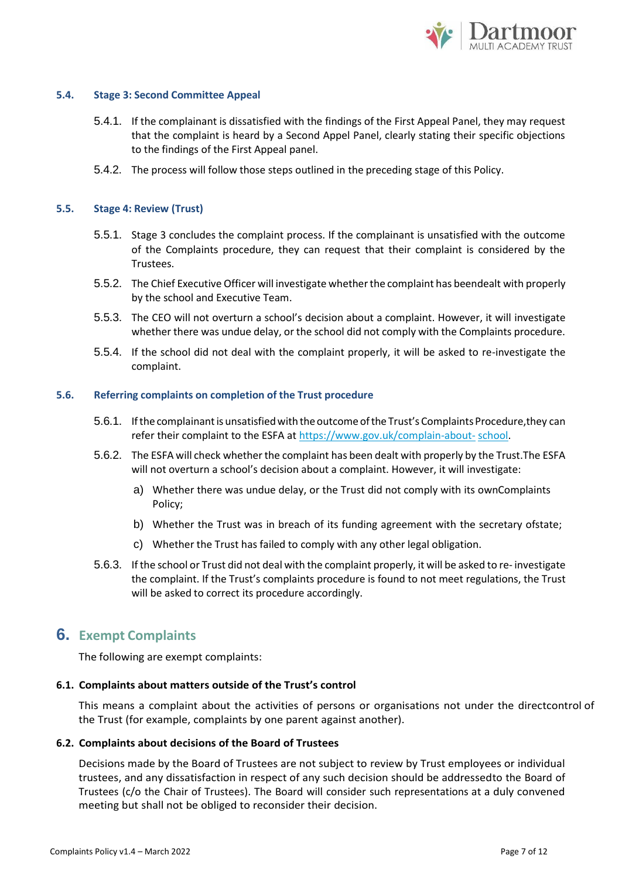### 5.4. Stage 3: Second Committee Appeal

5.4.1. If the complainant is dissatisfied with the findings of the First Appeal Panel, they may request that the complaint is heard by a Second Appel Panel, clearly stating their specific objections to the findings of the First Appeal panel.

5.4.2. The process will follow those steps outlined in the preceding stage of this Policy.

### 5.5. Stage 4: Review (Trust)

5.5.1. Stage 3 concludes the complaint process. If the complainant is unsatisfied with the outcome of the Complaints procedure, they can request that their complaint is considered by the Trustees.

5.5.2. The Chief Executive Officer will investigate whether the complaint has beendealt with properly by the school and Executive Team.

5.5.3. The CEO will not overturn a school's decision about a complaint. However, it will investigate whether there was undue delay, or the school did not comply with the Complaints procedure.

5.5.4. If the school did not deal with the complaint properly, it will be asked to re-investigate the complaint.

### 5.6. Referring complaints on completion of the Trust procedure

5.6.1. If the complainant is unsatisfied with the outcome of the Trust's Complaints Procedure,they can refer their complaint to the ESFA at https://www.gov.uk/complain-about- school.

5.6.2. The ESFA will check whether the complaint has been dealt with properly by the Trust.The ESFA will not overturn a school's decision about a complaint. However, it will investigate:

a) Whether there was undue delay, or the Trust did not comply with its ownComplaints Policy;

b) Whether the Trust was in breach of its funding agreement with the secretary ofstate;

c) Whether the Trust has failed to comply with any other legal obligation.

5.6.3. If the school or Trust did not deal with the complaint properly, it will be asked to re- investigate the complaint. If the Trust's complaints procedure is found to not meet regulations, the Trust will be asked to correct its procedure accordingly.

## 6. Exempt Complaints

The following are exempt complaints:

### 6.1. Complaints about matters outside of the Trust's control

This means a complaint about the activities of persons or organisations not under the directcontrol of the Trust (for example, complaints by one parent against another).

### 6.2. Complaints about decisions of the Board of Trustees

Decisions made by the Board of Trustees are not subject to review by Trust employees or individual trustees, and any dissatisfaction in respect of any such decision should be addressedto the Board of Trustees (c/o the Chair of Trustees). The Board will consider such representations at a duly convened meeting but shall not be obliged to reconsider their decision.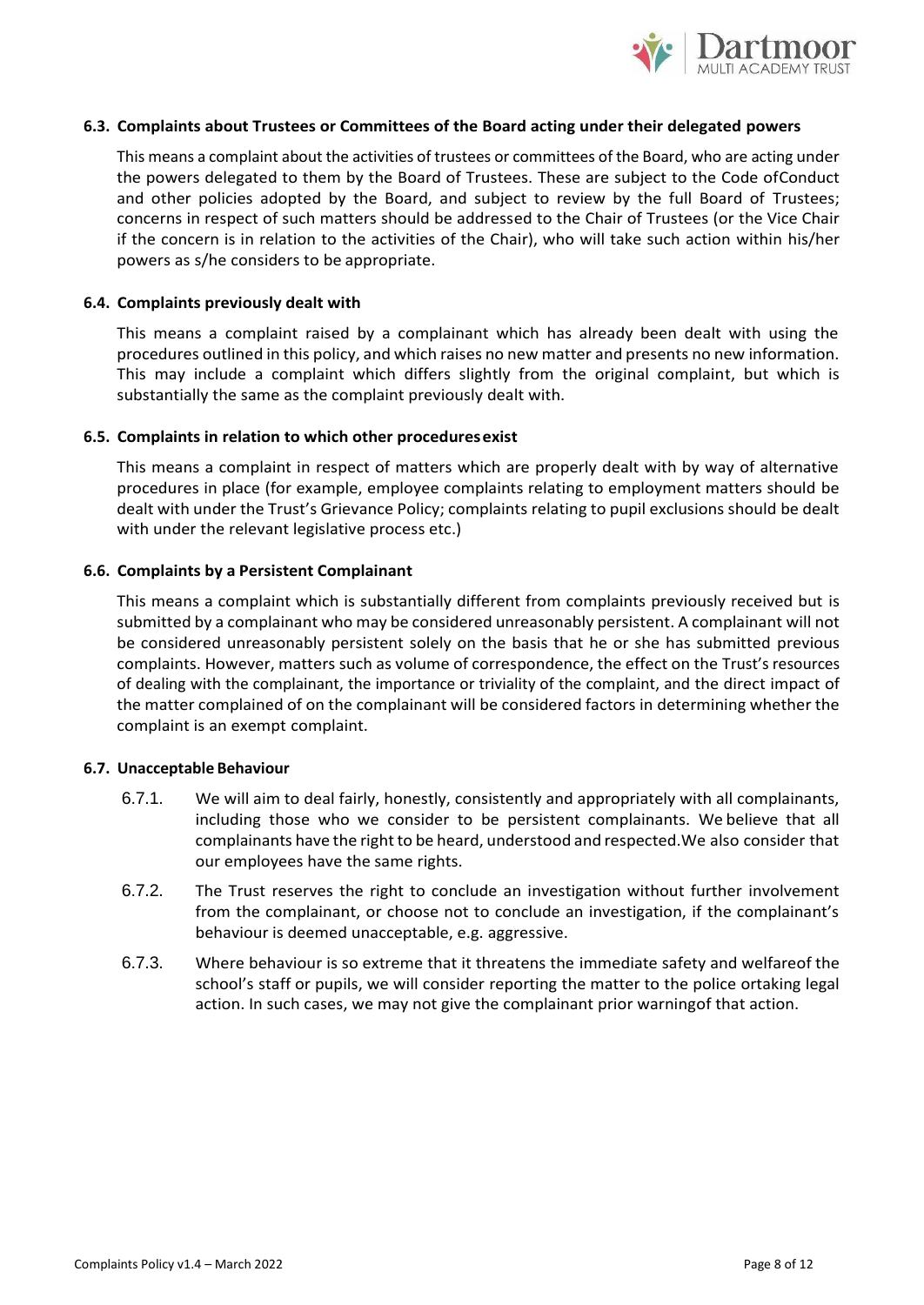### 6.3. Complaints about Trustees or Committees of the Board acting under their delegated powers

This means a complaint about the activities of trustees or committees of the Board, who are acting under the powers delegated to them by the Board of Trustees. These are subject to the Code ofConduct and other policies adopted by the Board, and subject to review by the full Board of Trustees; concerns in respect of such matters should be addressed to the Chair of Trustees (or the Vice Chair if the concern is in relation to the activities of the Chair), who will take such action within his/her powers as s/he considers to be appropriate.

### 6.4. Complaints previously dealt with

This means a complaint raised by a complainant which has already been dealt with using the procedures outlined in this policy, and which raises no new matter and presents no new information. This may include a complaint which differs slightly from the original complaint, but which is substantially the same as the complaint previously dealt with.

### 6.5. Complaints in relation to which other procedures exist

This means a complaint in respect of matters which are properly dealt with by way of alternative procedures in place (for example, employee complaints relating to employment matters should be dealt with under the Trust's Grievance Policy; complaints relating to pupil exclusions should be dealt with under the relevant legislative process etc.)

### 6.6. Complaints by a Persistent Complainant

This means a complaint which is substantially different from complaints previously received but is submitted by a complainant who may be considered unreasonably persistent. A complainant will not be considered unreasonably persistent solely on the basis that he or she has submitted previous complaints. However, matters such as volume of correspondence, the effect on the Trust's resources of dealing with the complainant, the importance or triviality of the complaint, and the direct impact of the matter complained of on the complainant will be considered factors in determining whether the complaint is an exempt complaint.

### 6.7. Unacceptable Behaviour

6.7.1. We will aim to deal fairly, honestly, consistently and appropriately with all complainants, including those who we consider to be persistent complainants. We believe that all complainants have the right to be heard, understood and respected.We also consider that our employees have the same rights.

6.7.2. The Trust reserves the right to conclude an investigation without further involvement from the complainant, or choose not to conclude an investigation, if the complainant's behaviour is deemed unacceptable, e.g. aggressive.

6.7.3. Where behaviour is so extreme that it threatens the immediate safety and welfareof the school's staff or pupils, we will consider reporting the matter to the police ortaking legal action. In such cases, we may not give the complainant prior warningof that action.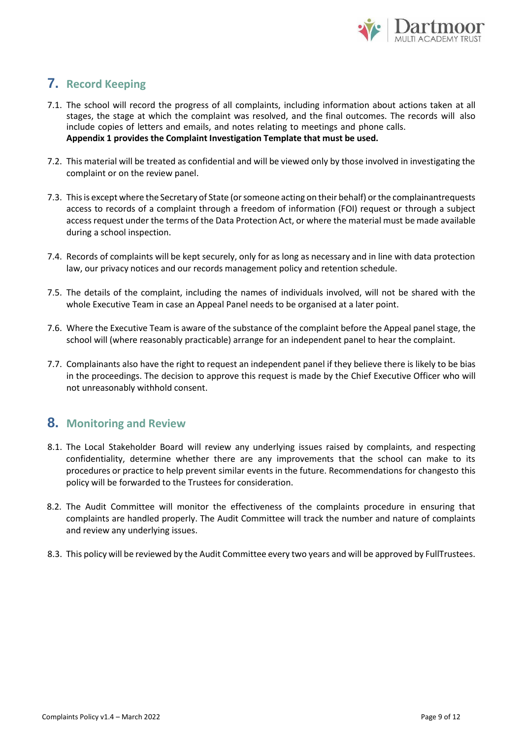## 7. Record Keeping

7.1. The school will record the progress of all complaints, including information about actions taken at all stages, the stage at which the complaint was resolved, and the final outcomes. The records will also include copies of letters and emails, and notes relating to meetings and phone calls.
**Appendix 1 provides the Complaint Investigation Template that must be used.**

7.2. This material will be treated as confidential and will be viewed only by those involved in investigating the complaint or on the review panel.

7.3. This is except where the Secretary of State (or someone acting on their behalf) or the complainantrequests access to records of a complaint through a freedom of information (FOI) request or through a subject access request under the terms of the Data Protection Act, or where the material must be made available during a school inspection.

7.4. Records of complaints will be kept securely, only for as long as necessary and in line with data protection law, our privacy notices and our records management policy and retention schedule.

7.5. The details of the complaint, including the names of individuals involved, will not be shared with the whole Executive Team in case an Appeal Panel needs to be organised at a later point.

7.6. Where the Executive Team is aware of the substance of the complaint before the Appeal panel stage, the school will (where reasonably practicable) arrange for an independent panel to hear the complaint.

7.7. Complainants also have the right to request an independent panel if they believe there is likely to be bias in the proceedings. The decision to approve this request is made by the Chief Executive Officer who will not unreasonably withhold consent.

## 8. Monitoring and Review

8.1. The Local Stakeholder Board will review any underlying issues raised by complaints, and respecting confidentiality, determine whether there are any improvements that the school can make to its procedures or practice to help prevent similar events in the future. Recommendations for changesto this policy will be forwarded to the Trustees for consideration.

8.2. The Audit Committee will monitor the effectiveness of the complaints procedure in ensuring that complaints are handled properly. The Audit Committee will track the number and nature of complaints and review any underlying issues.

8.3. This policy will be reviewed by the Audit Committee every two years and will be approved by FullTrustees.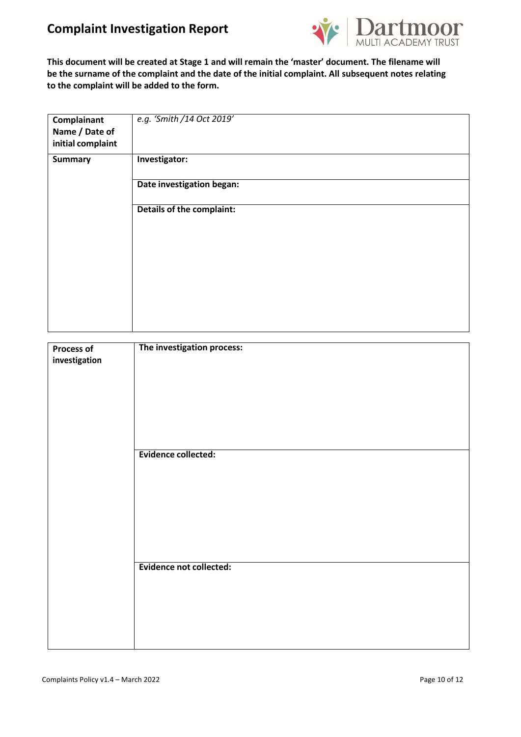# Complaint Investigation Report

**This document will be created at Stage 1 and will remain the 'master' document. The filename will be the surname of the complaint and the date of the initial complaint. All subsequent notes relating to the complaint will be added to the form.**

| **Complainant Name / Date of initial complaint** | *e.g. 'Smith /14 Oct 2019'* |
|---|---|
| **Summary** | **Investigator:** |
| | **Date investigation began:** |
| | **Details of the complaint:** |

| **Process of investigation** | **The investigation process:** |
|---|---|
| | **Evidence collected:** |
| | **Evidence not collected:** |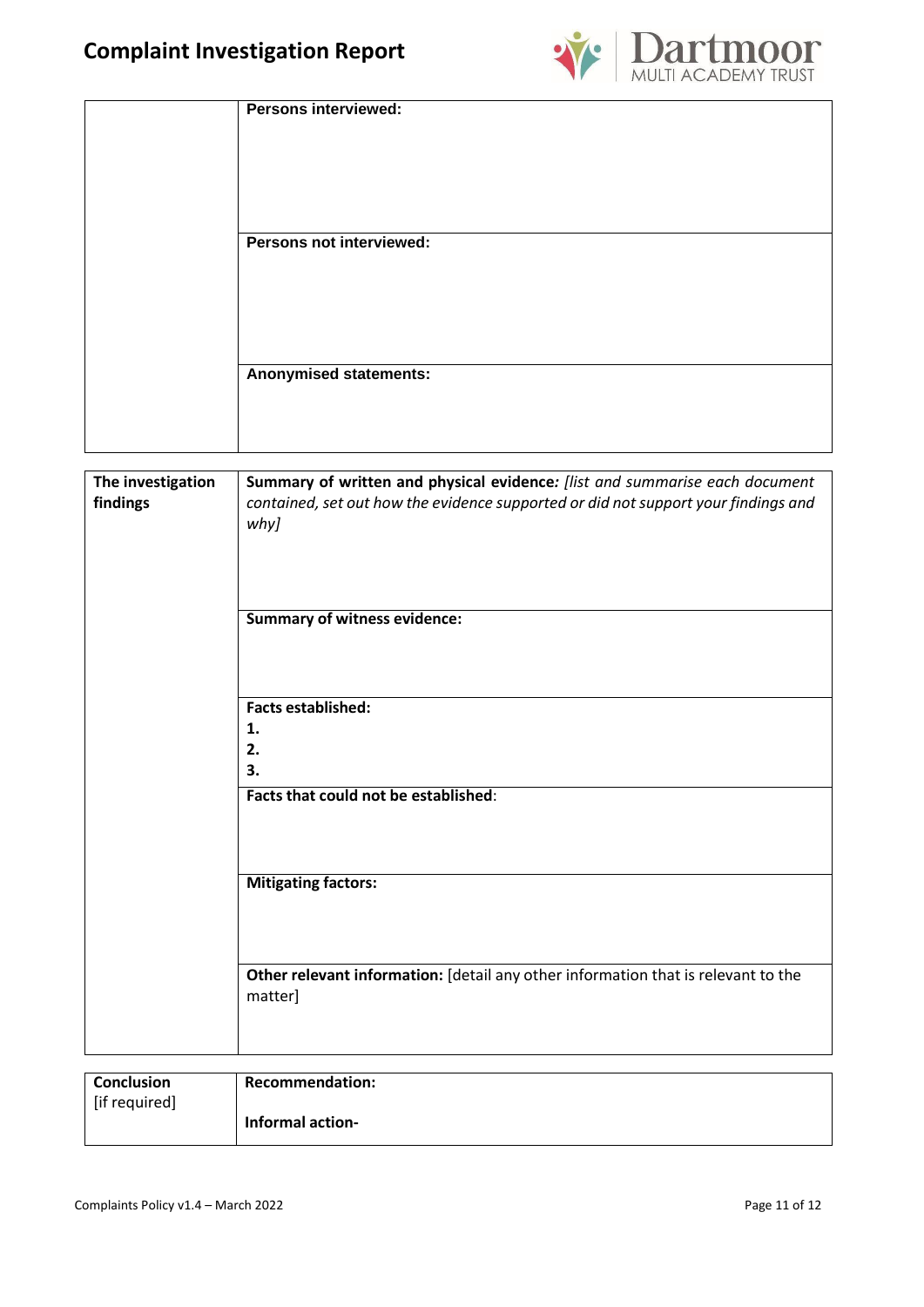# Complaint Investigation Report

| | |
|---|---|
| | **Persons interviewed:** |
| | **Persons not interviewed:** |
| | **Anonymised statements:** |

| | |
|---|---|
| **The investigation findings** | **Summary of written and physical evidence:** *[list and summarise each document contained, set out how the evidence supported or did not support your findings and why]* |
| | **Summary of witness evidence:** |
| | **Facts established:**<br>**1.**<br>**2.**<br>**3.** |
| | **Facts that could not be established**: |
| | **Mitigating factors:** |
| | **Other relevant information:** [detail any other information that is relevant to the matter] |

| | |
|---|---|
| **Conclusion** [if required] | **Recommendation:**<br><br>**Informal action-** |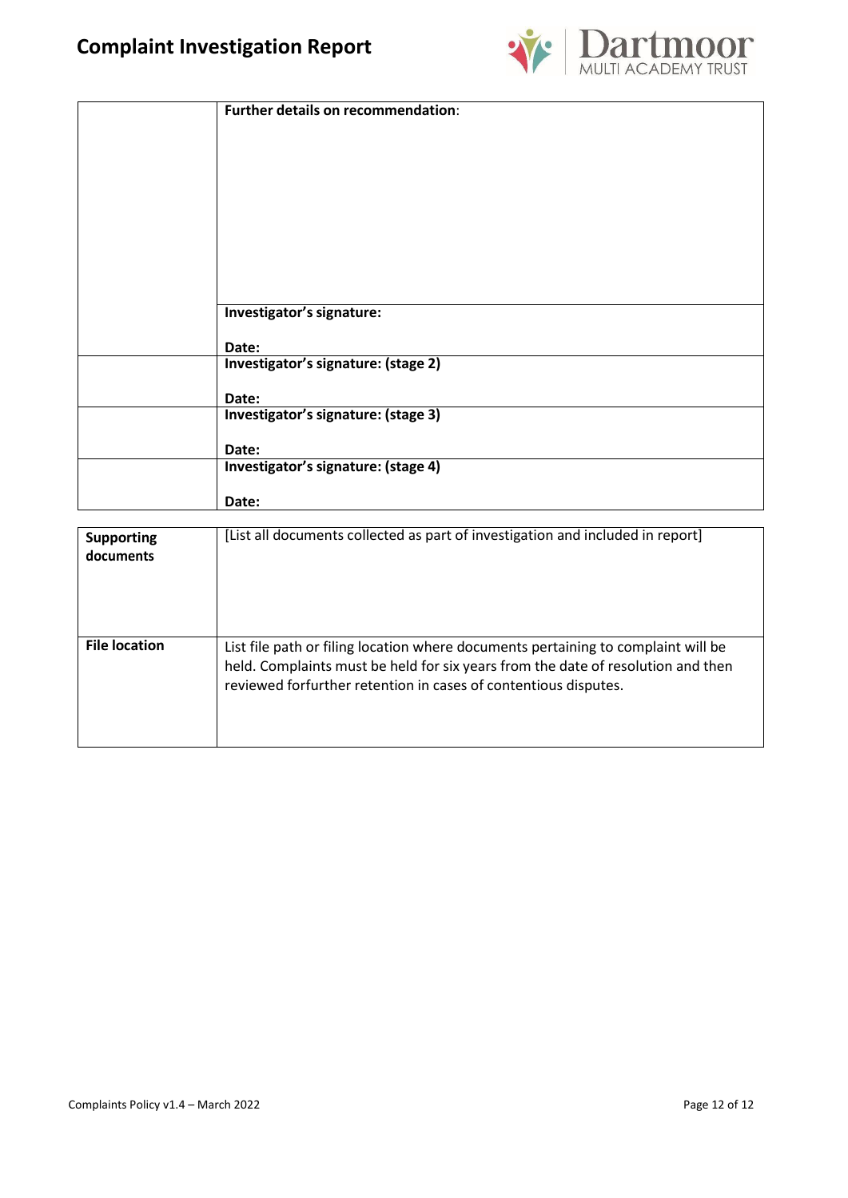# Complaint Investigation Report

| | |
|---|---|
| | **Further details on recommendation**: |
| | **Investigator's signature:**<br><br>**Date:** |
| | **Investigator's signature: (stage 2)**<br><br>**Date:** |
| | **Investigator's signature: (stage 3)**<br><br>**Date:** |
| | **Investigator's signature: (stage 4)**<br><br>**Date:** |

| | |
|---|---|
| **Supporting documents** | [List all documents collected as part of investigation and included in report] |
| **File location** | List file path or filing location where documents pertaining to complaint will be held. Complaints must be held for six years from the date of resolution and then reviewed forfurther retention in cases of contentious disputes. |